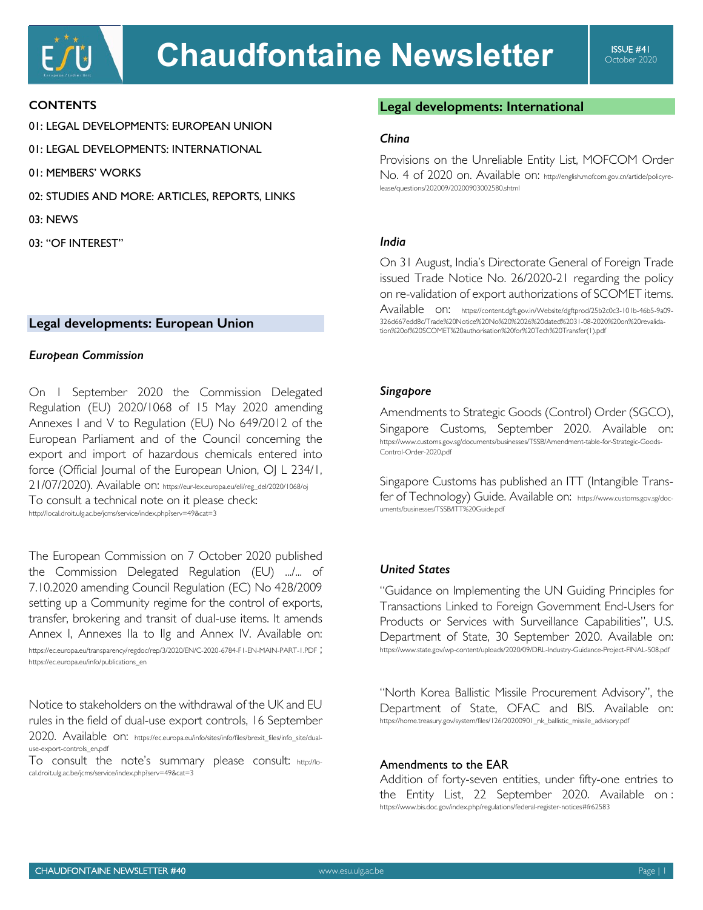# Chaudfontaine Newsletter

ISSUE #41
October 2020

## CONTENTS

01: LEGAL DEVELOPMENTS: EUROPEAN UNION

01: LEGAL DEVELOPMENTS: INTERNATIONAL

01: MEMBERS' WORKS

02: STUDIES AND MORE: ARTICLES, REPORTS, LINKS

03: NEWS

03: "OF INTEREST"

## Legal developments: European Union

### *European Commission*

On 1 September 2020 the Commission Delegated Regulation (EU) 2020/1068 of 15 May 2020 amending Annexes I and V to Regulation (EU) No 649/2012 of the European Parliament and of the Council concerning the export and import of hazardous chemicals entered into force (Official Journal of the European Union, OJ L 234/1, 21/07/2020). Available on: https://eur-lex.europa.eu/eli/reg_del/2020/1068/oj
To consult a technical note on it please check: http://local.droit.ulg.ac.be/jcms/service/index.php?serv=49&cat=3

The European Commission on 7 October 2020 published the Commission Delegated Regulation (EU) .../... of 7.10.2020 amending Council Regulation (EC) No 428/2009 setting up a Community regime for the control of exports, transfer, brokering and transit of dual-use items. It amends Annex I, Annexes IIa to IIg and Annex IV. Available on: https://ec.europa.eu/transparency/regdoc/rep/3/2020/EN/C-2020-6784-F1-EN-MAIN-PART-1.PDF ; https://ec.europa.eu/info/publications_en

Notice to stakeholders on the withdrawal of the UK and EU rules in the field of dual-use export controls, 16 September 2020. Available on: https://ec.europa.eu/info/sites/info/files/brexit_files/info_site/dual-use-export-controls_en.pdf
To consult the note's summary please consult: http://local.droit.ulg.ac.be/jcms/service/index.php?serv=49&cat=3

## Legal developments: International

### *China*

Provisions on the Unreliable Entity List, MOFCOM Order No. 4 of 2020 on. Available on: http://english.mofcom.gov.cn/article/policyrelease/questions/202009/20200903002580.shtml

### *India*

On 31 August, India's Directorate General of Foreign Trade issued Trade Notice No. 26/2020-21 regarding the policy on re-validation of export authorizations of SCOMET items. Available on: https://content.dgft.gov.in/Website/dgftprod/25b2c0c3-101b-46b5-9a09-326d667edd8c/Trade%20Notice%20No%20%2026%20dated%2031-08-2020%20on%20revalidation%20of%20SCOMET%20authorisation%20for%20Tech%20Transfer(1).pdf

### *Singapore*

Amendments to Strategic Goods (Control) Order (SGCO), Singapore Customs, September 2020. Available on: https://www.customs.gov.sg/documents/businesses/TSSB/Amendment-table-for-Strategic-Goods-Control-Order-2020.pdf

Singapore Customs has published an ITT (Intangible Transfer of Technology) Guide. Available on: https://www.customs.gov.sg/documents/businesses/TSSB/ITT%20Guide.pdf

### *United States*

"Guidance on Implementing the UN Guiding Principles for Transactions Linked to Foreign Government End-Users for Products or Services with Surveillance Capabilities", U.S. Department of State, 30 September 2020. Available on: https://www.state.gov/wp-content/uploads/2020/09/DRL-Industry-Guidance-Project-FINAL-508.pdf

"North Korea Ballistic Missile Procurement Advisory", the Department of State, OFAC and BIS. Available on: https://home.treasury.gov/system/files/126/20200901_nk_ballistic_missile_advisory.pdf

#### Amendments to the EAR

Addition of forty-seven entities, under fifty-one entries to the Entity List, 22 September 2020. Available on : https://www.bis.doc.gov/index.php/regulations/federal-register-notices#fr62583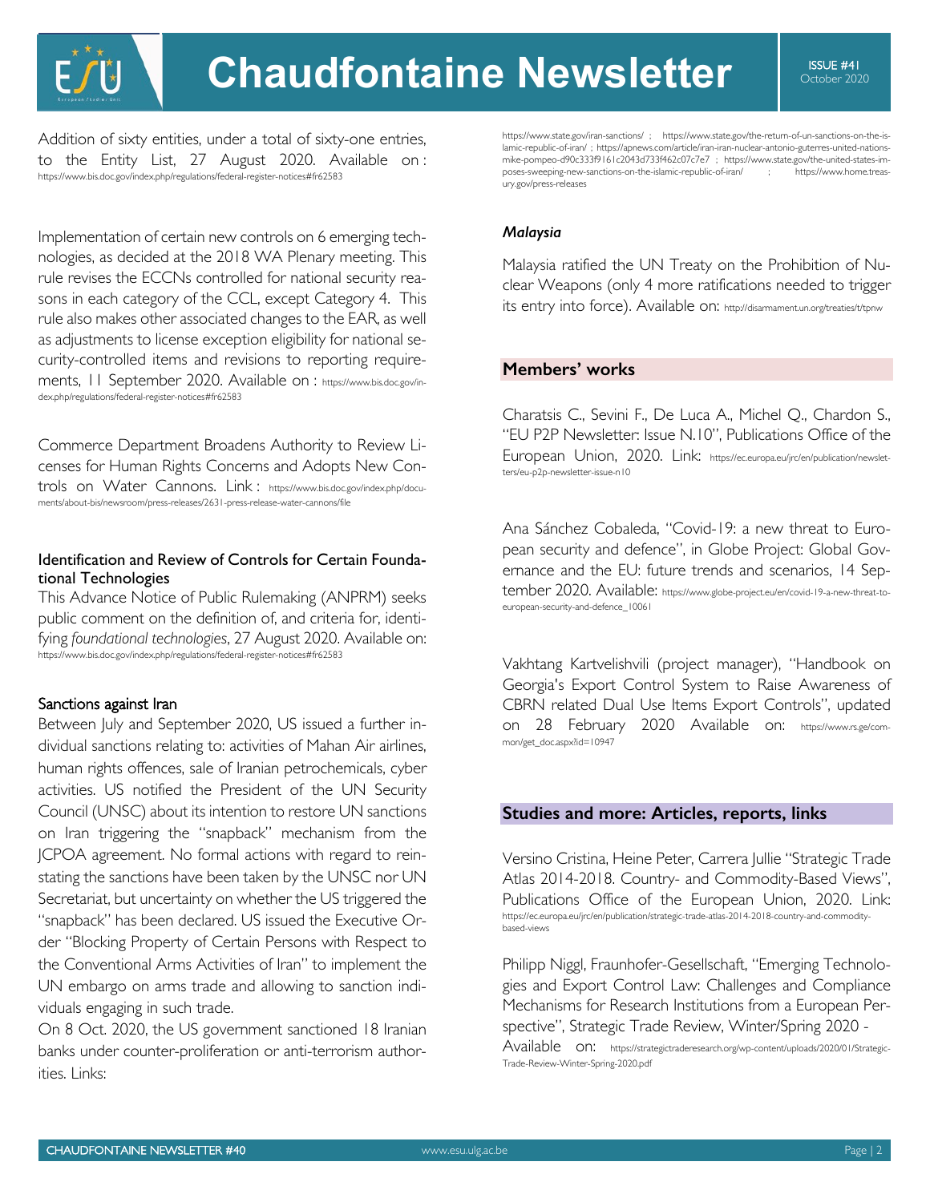Addition of sixty entities, under a total of sixty-one entries, to the Entity List, 27 August 2020. Available on : https://www.bis.doc.gov/index.php/regulations/federal-register-notices#fr62583

Implementation of certain new controls on 6 emerging technologies, as decided at the 2018 WA Plenary meeting. This rule revises the ECCNs controlled for national security reasons in each category of the CCL, except Category 4. This rule also makes other associated changes to the EAR, as well as adjustments to license exception eligibility for national security-controlled items and revisions to reporting requirements, 11 September 2020. Available on : https://www.bis.doc.gov/index.php/regulations/federal-register-notices#fr62583

Commerce Department Broadens Authority to Review Licenses for Human Rights Concerns and Adopts New Controls on Water Cannons. Link : https://www.bis.doc.gov/index.php/documents/about-bis/newsroom/press-releases/2631-press-release-water-cannons/file

Identification and Review of Controls for Certain Foundational Technologies

This Advance Notice of Public Rulemaking (ANPRM) seeks public comment on the definition of, and criteria for, identifying *foundational technologies*, 27 August 2020. Available on: https://www.bis.doc.gov/index.php/regulations/federal-register-notices#fr62583

Sanctions against Iran

Between July and September 2020, US issued a further individual sanctions relating to: activities of Mahan Air airlines, human rights offences, sale of Iranian petrochemicals, cyber activities. US notified the President of the UN Security Council (UNSC) about its intention to restore UN sanctions on Iran triggering the "snapback" mechanism from the JCPOA agreement. No formal actions with regard to reinstating the sanctions have been taken by the UNSC nor UN Secretariat, but uncertainty on whether the US triggered the "snapback" has been declared. US issued the Executive Order "Blocking Property of Certain Persons with Respect to the Conventional Arms Activities of Iran" to implement the UN embargo on arms trade and allowing to sanction individuals engaging in such trade.

On 8 Oct. 2020, the US government sanctioned 18 Iranian banks under counter-proliferation or anti-terrorism authorities. Links:

https://www.state.gov/iran-sanctions/ ; https://www.state.gov/the-return-of-un-sanctions-on-the-islamic-republic-of-iran/ ; https://apnews.com/article/iran-iran-nuclear-antonio-guterres-united-nations-mike-pompeo-d90c333f9161c2043d733f462c07c7e7 ; https://www.state.gov/the-united-states-imposes-sweeping-new-sanctions-on-the-islamic-republic-of-iran/ ; https://www.home.treasury.gov/press-releases

***Malaysia***

Malaysia ratified the UN Treaty on the Prohibition of Nuclear Weapons (only 4 more ratifications needed to trigger its entry into force). Available on: http://disarmament.un.org/treaties/t/tpnw

## Members' works

Charatsis C., Sevini F., De Luca A., Michel Q., Chardon S., "EU P2P Newsletter: Issue N.10", Publications Office of the European Union, 2020. Link: https://ec.europa.eu/jrc/en/publication/newsletters/eu-p2p-newsletter-issue-n10

Ana Sánchez Cobaleda, "Covid-19: a new threat to European security and defence", in Globe Project: Global Governance and the EU: future trends and scenarios, 14 September 2020. Available: https://www.globe-project.eu/en/covid-19-a-new-threat-to-european-security-and-defence_10061

Vakhtang Kartvelishvili (project manager), "Handbook on Georgia's Export Control System to Raise Awareness of CBRN related Dual Use Items Export Controls", updated on 28 February 2020 Available on: https://www.rs.ge/common/get_doc.aspx?id=10947

## Studies and more: Articles, reports, links

Versino Cristina, Heine Peter, Carrera Jullie "Strategic Trade Atlas 2014-2018. Country- and Commodity-Based Views", Publications Office of the European Union, 2020. Link: https://ec.europa.eu/jrc/en/publication/strategic-trade-atlas-2014-2018-country-and-commodity-based-views

Philipp Niggl, Fraunhofer-Gesellschaft, "Emerging Technologies and Export Control Law: Challenges and Compliance Mechanisms for Research Institutions from a European Perspective", Strategic Trade Review, Winter/Spring 2020 - Available on: https://strategictraderesearch.org/wp-content/uploads/2020/01/Strategic-Trade-Review-Winter-Spring-2020.pdf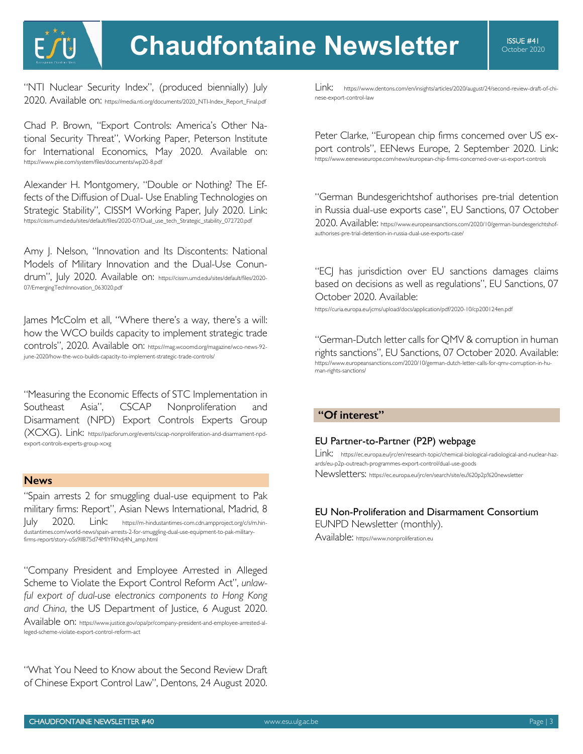"NTI Nuclear Security Index", (produced biennially) July 2020. Available on: https://media.nti.org/documents/2020_NTI-Index_Report_Final.pdf

Chad P. Brown, "Export Controls: America's Other National Security Threat", Working Paper, Peterson Institute for International Economics, May 2020. Available on: https://www.piie.com/system/files/documents/wp20-8.pdf

Alexander H. Montgomery, "Double or Nothing? The Effects of the Diffusion of Dual- Use Enabling Technologies on Strategic Stability", CISSM Working Paper, July 2020. Link: https://cissm.umd.edu/sites/default/files/2020-07/Dual_use_tech_Strategic_stability_072720.pdf

Amy J. Nelson, "Innovation and Its Discontents: National Models of Military Innovation and the Dual-Use Conundrum", July 2020. Available on: https://cissm.umd.edu/sites/default/files/2020-07/EmergingTechInnovation_063020.pdf

James McColm et all, "Where there's a way, there's a will: how the WCO builds capacity to implement strategic trade controls", 2020. Available on: https://mag.wcoomd.org/magazine/wco-news-92-june-2020/how-the-wco-builds-capacity-to-implement-strategic-trade-controls/

"Measuring the Economic Effects of STC Implementation in Southeast Asia", CSCAP Nonproliferation and Disarmament (NPD) Export Controls Experts Group (XCXG). Link: https://pacforum.org/events/cscap-nonproliferation-and-disarmament-npd-export-controls-experts-group-xcxg

## News

"Spain arrests 2 for smuggling dual-use equipment to Pak military firms: Report", Asian News International, Madrid, 8 July 2020. Link: https://m-hindustantimes-com.cdn.ampproject.org/c/s/m.hindustantimes.com/world-news/spain-arrests-2-for-smuggling-dual-use-equipment-to-pak-military-firms-report/story-oSs9Il875d74MIYFKhdj4N_amp.html

"Company President and Employee Arrested in Alleged Scheme to Violate the Export Control Reform Act", *unlawful export of dual-use electronics components to Hong Kong and China*, the US Department of Justice, 6 August 2020. Available on: https://www.justice.gov/opa/pr/company-president-and-employee-arrested-alleged-scheme-violate-export-control-reform-act

"What You Need to Know about the Second Review Draft of Chinese Export Control Law", Dentons, 24 August 2020. Link: https://www.dentons.com/en/insights/articles/2020/august/24/second-review-draft-of-chinese-export-control-law

Peter Clarke, "European chip firms concerned over US export controls", EENews Europe, 2 September 2020. Link: https://www.eenewseurope.com/news/european-chip-firms-concerned-over-us-export-controls

"German Bundesgerichtshof authorises pre-trial detention in Russia dual-use exports case", EU Sanctions, 07 October 2020. Available: https://www.europeansanctions.com/2020/10/german-bundesgerichtshof-authorises-pre-trial-detention-in-russia-dual-use-exports-case/

"ECJ has jurisdiction over EU sanctions damages claims based on decisions as well as regulations", EU Sanctions, 07 October 2020. Available: https://curia.europa.eu/jcms/upload/docs/application/pdf/2020-10/cp200124en.pdf

"German-Dutch letter calls for QMV & corruption in human rights sanctions", EU Sanctions, 07 October 2020. Available: https://www.europeansanctions.com/2020/10/german-dutch-letter-calls-for-qmv-corruption-in-human-rights-sanctions/

## "Of interest"

### EU Partner-to-Partner (P2P) webpage

Link: https://ec.europa.eu/jrc/en/research-topic/chemical-biological-radiological-and-nuclear-hazards/eu-p2p-outreach-programmes-export-control/dual-use-goods
Newsletters: https://ec.europa.eu/jrc/en/search/site/eu%20p2p%20newsletter

### EU Non-Proliferation and Disarmament Consortium

EUNPD Newsletter (monthly).
Available: https://www.nonproliferation.eu